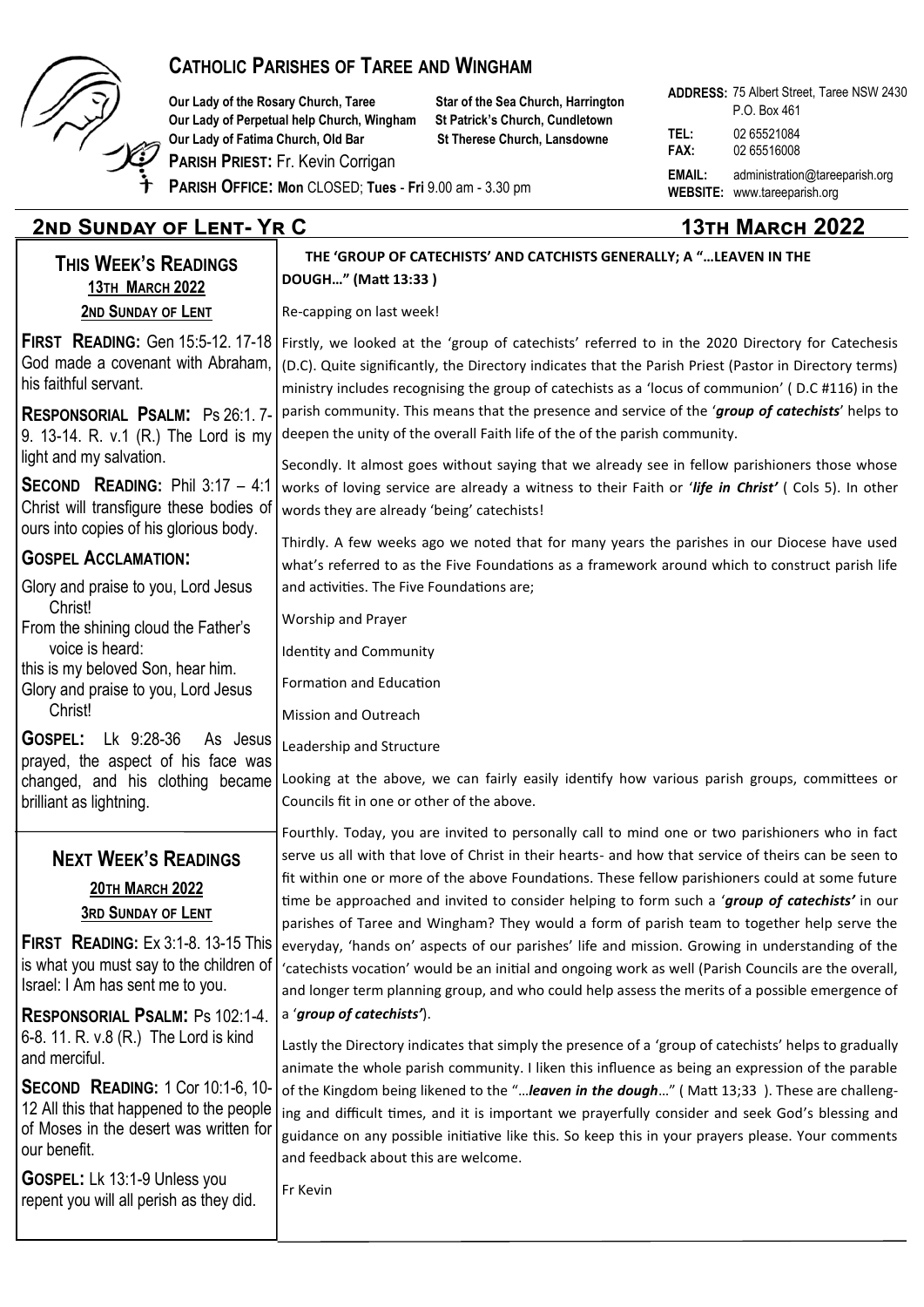# Catholic Parishes of Taree and Wingham

**Our Lady of the Rosary Church, Taree**
**Our Lady of Perpetual help Church, Wingham**
**Our Lady of Fatima Church, Old Bar**
**Star of the Sea Church, Harrington**
**St Patrick's Church, Cundletown**
**St Therese Church, Lansdowne**

**Parish Priest:** Fr. Kevin Corrigan
**Parish Office: Mon** CLOSED; **Tues - Fri** 9.00 am - 3.30 pm

**ADDRESS:** 75 Albert Street, Taree NSW 2430
P.O. Box 461
**TEL:** 02 65521084
**FAX:** 02 65516008
**EMAIL:** administration@tareeparish.org
**WEBSITE:** www.tareeparish.org

## 2nd Sunday of Lent- Yr C — 13th March 2022

### This Week's Readings
**13th March 2022**
**2nd Sunday of Lent**

**First Reading:** Gen 15:5-12. 17-18 God made a covenant with Abraham, his faithful servant.

**Responsorial Psalm:** Ps 26:1. 7-9. 13-14. R. v.1 (R.) The Lord is my light and my salvation.

**Second Reading:** Phil 3:17 – 4:1 Christ will transfigure these bodies of ours into copies of his glorious body.

**Gospel Acclamation:**

Glory and praise to you, Lord Jesus Christ!
From the shining cloud the Father's voice is heard:
this is my beloved Son, hear him.
Glory and praise to you, Lord Jesus Christ!

**Gospel:** Lk 9:28-36 As Jesus prayed, the aspect of his face was changed, and his clothing became brilliant as lightning.

### Next Week's Readings
**20th March 2022**
**3rd Sunday of Lent**

**First Reading:** Ex 3:1-8. 13-15 This is what you must say to the children of Israel: I Am has sent me to you.

**Responsorial Psalm:** Ps 102:1-4. 6-8. 11. R. v.8 (R.) The Lord is kind and merciful.

**Second Reading:** 1 Cor 10:1-6, 10-12 All this that happened to the people of Moses in the desert was written for our benefit.

**Gospel:** Lk 13:1-9 Unless you repent you will all perish as they did.

### THE 'GROUP OF CATECHISTS' AND CATCHISTS GENERALLY; A "…LEAVEN IN THE DOUGH…" (Matt 13:33 )

Re-capping on last week!

Firstly, we looked at the 'group of catechists' referred to in the 2020 Directory for Catechesis (D.C). Quite significantly, the Directory indicates that the Parish Priest (Pastor in Directory terms) ministry includes recognising the group of catechists as a 'locus of communion' ( D.C #116) in the parish community. This means that the presence and service of the '***group of catechists***' helps to deepen the unity of the overall Faith life of the of the parish community.

Secondly. It almost goes without saying that we already see in fellow parishioners those whose works of loving service are already a witness to their Faith or '***life in Christ'*** ( Cols 5). In other words they are already 'being' catechists!

Thirdly. A few weeks ago we noted that for many years the parishes in our Diocese have used what's referred to as the Five Foundations as a framework around which to construct parish life and activities. The Five Foundations are;

Worship and Prayer

Identity and Community

Formation and Education

Mission and Outreach

Leadership and Structure

Looking at the above, we can fairly easily identify how various parish groups, committees or Councils fit in one or other of the above.

Fourthly. Today, you are invited to personally call to mind one or two parishioners who in fact serve us all with that love of Christ in their hearts- and how that service of theirs can be seen to fit within one or more of the above Foundations. These fellow parishioners could at some future time be approached and invited to consider helping to form such a '***group of catechists'*** in our parishes of Taree and Wingham? They would a form of parish team to together help serve the everyday, 'hands on' aspects of our parishes' life and mission. Growing in understanding of the 'catechists vocation' would be an initial and ongoing work as well (Parish Councils are the overall, and longer term planning group, and who could help assess the merits of a possible emergence of a '***group of catechists'***).

Lastly the Directory indicates that simply the presence of a 'group of catechists' helps to gradually animate the whole parish community. I liken this influence as being an expression of the parable of the Kingdom being likened to the "…***leaven in the dough***…" ( Matt 13;33 ). These are challenging and difficult times, and it is important we prayerfully consider and seek God's blessing and guidance on any possible initiative like this. So keep this in your prayers please. Your comments and feedback about this are welcome.

Fr Kevin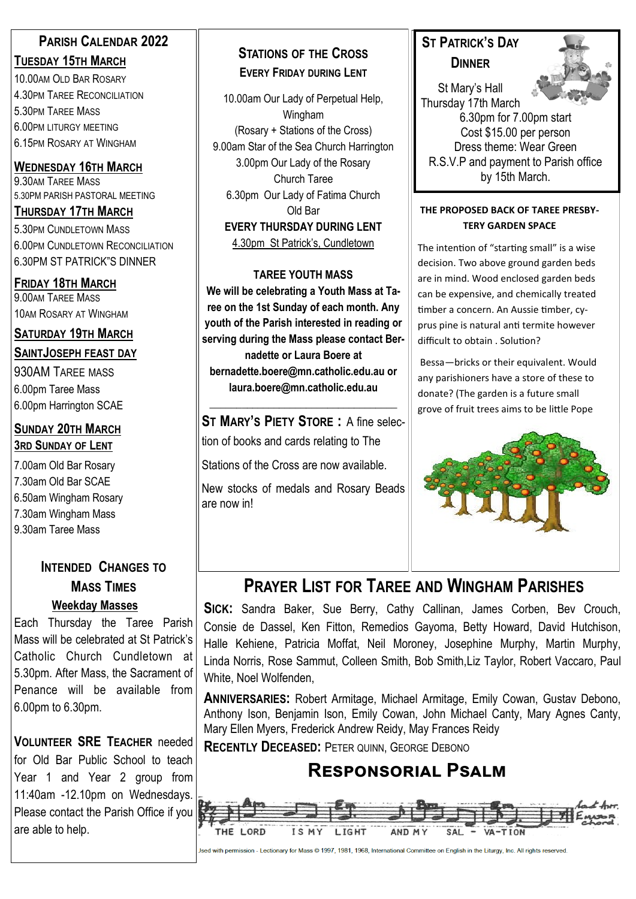## Parish Calendar 2022

**Tuesday 15th March**

10.00am Old Bar Rosary
4.30pm Taree Reconciliation
5.30pm Taree Mass
6.00pm Liturgy meeting
6.15pm Rosary at Wingham

**Wednesday 16th March**

9.30am Taree Mass
5.30pm Parish Pastoral Meeting

**Thursday 17th March**

5.30pm Cundletown Mass
6.00pm Cundletown Reconciliation
6.30PM St Patrick"s Dinner

**Friday 18th March**

9.00am Taree Mass
10am Rosary at Wingham

**Saturday 19th March**

**SaintJoseph Feast Day**

930AM Taree Mass
6.00pm Taree Mass
6.00pm Harrington SCAE

**Sunday 20th March**

**3rd Sunday of Lent**

7.00am Old Bar Rosary
7.30am Old Bar SCAE
6.50am Wingham Rosary
7.30am Wingham Mass
9.30am Taree Mass

### Intended Changes to Mass Times

**Weekday Masses**

Each Thursday the Taree Parish Mass will be celebrated at St Patrick's Catholic Church Cundletown at 5.30pm. After Mass, the Sacrament of Penance will be available from 6.00pm to 6.30pm.

**Volunteer SRE Teacher** needed for Old Bar Public School to teach Year 1 and Year 2 group from 11:40am -12.10pm on Wednesdays. Please contact the Parish Office if you are able to help.

### Stations of the Cross

**Every Friday during Lent**

10.00am Our Lady of Perpetual Help, Wingham
(Rosary + Stations of the Cross)
9.00am Star of the Sea Church Harrington
3.00pm Our Lady of the Rosary Church Taree
6.30pm Our Lady of Fatima Church Old Bar

**EVERY THURSDAY DURING LENT**

4.30pm St Patrick's, Cundletown

**TAREE YOUTH MASS**

**We will be celebrating a Youth Mass at Taree on the 1st Sunday of each month. Any youth of the Parish interested in reading or serving during the Mass please contact Bernadette or Laura Boere at bernadette.boere@mn.catholic.edu.au or laura.boere@mn.catholic.edu.au**

---

**St Mary's Piety Store :** A fine selection of books and cards relating to The Stations of the Cross are now available.

New stocks of medals and Rosary Beads are now in!

### St Patrick's Day Dinner

St Mary's Hall
Thursday 17th March
6.30pm for 7.00pm start
Cost $15.00 per person
Dress theme: Wear Green
R.S.V.P and payment to Parish office by 15th March.

**THE PROPOSED BACK OF TAREE PRESBYTERY GARDEN SPACE**

The intention of "starting small" is a wise decision. Two above ground garden beds are in mind. Wood enclosed garden beds can be expensive, and chemically treated timber a concern. An Aussie timber, cyprus pine is natural anti termite however difficult to obtain . Solution?

Bessa—bricks or their equivalent. Would any parishioners have a store of these to donate? (The garden is a future small grove of fruit trees aims to be little Pope

## Prayer List for Taree and Wingham Parishes

**Sick:** Sandra Baker, Sue Berry, Cathy Callinan, James Corben, Bev Crouch, Consie de Dassel, Ken Fitton, Remedios Gayoma, Betty Howard, David Hutchison, Halle Kehiene, Patricia Moffat, Neil Moroney, Josephine Murphy, Martin Murphy, Linda Norris, Rose Sammut, Colleen Smith, Bob Smith,Liz Taylor, Robert Vaccaro, Paul White, Noel Wolfenden,

**Anniversaries:** Robert Armitage, Michael Armitage, Emily Cowan, Gustav Debono, Anthony Ison, Benjamin Ison, Emily Cowan, John Michael Canty, Mary Agnes Canty, Mary Ellen Myers, Frederick Andrew Reidy, May Frances Reidy

**Recently Deceased:** Peter Quinn, George Debono

## Responsorial Psalm

THE LORD IS MY LIGHT AND MY SAL - VA-TION

Used with permission - Lectionary for Mass © 1997, 1981, 1968, International Committee on English in the Liturgy, Inc. All rights reserved.